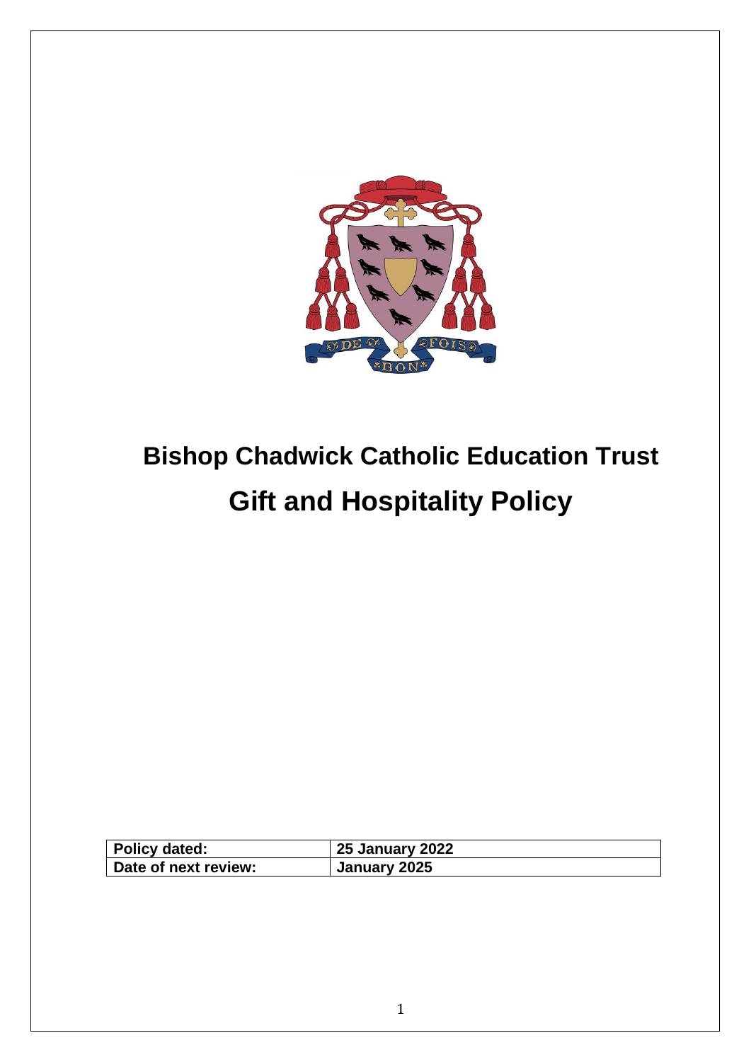# Bishop Chadwick Catholic Education Trust

# Gift and Hospitality Policy

| Policy dated: | 25 January 2022 |
| --- | --- |
| Date of next review: | January 2025 |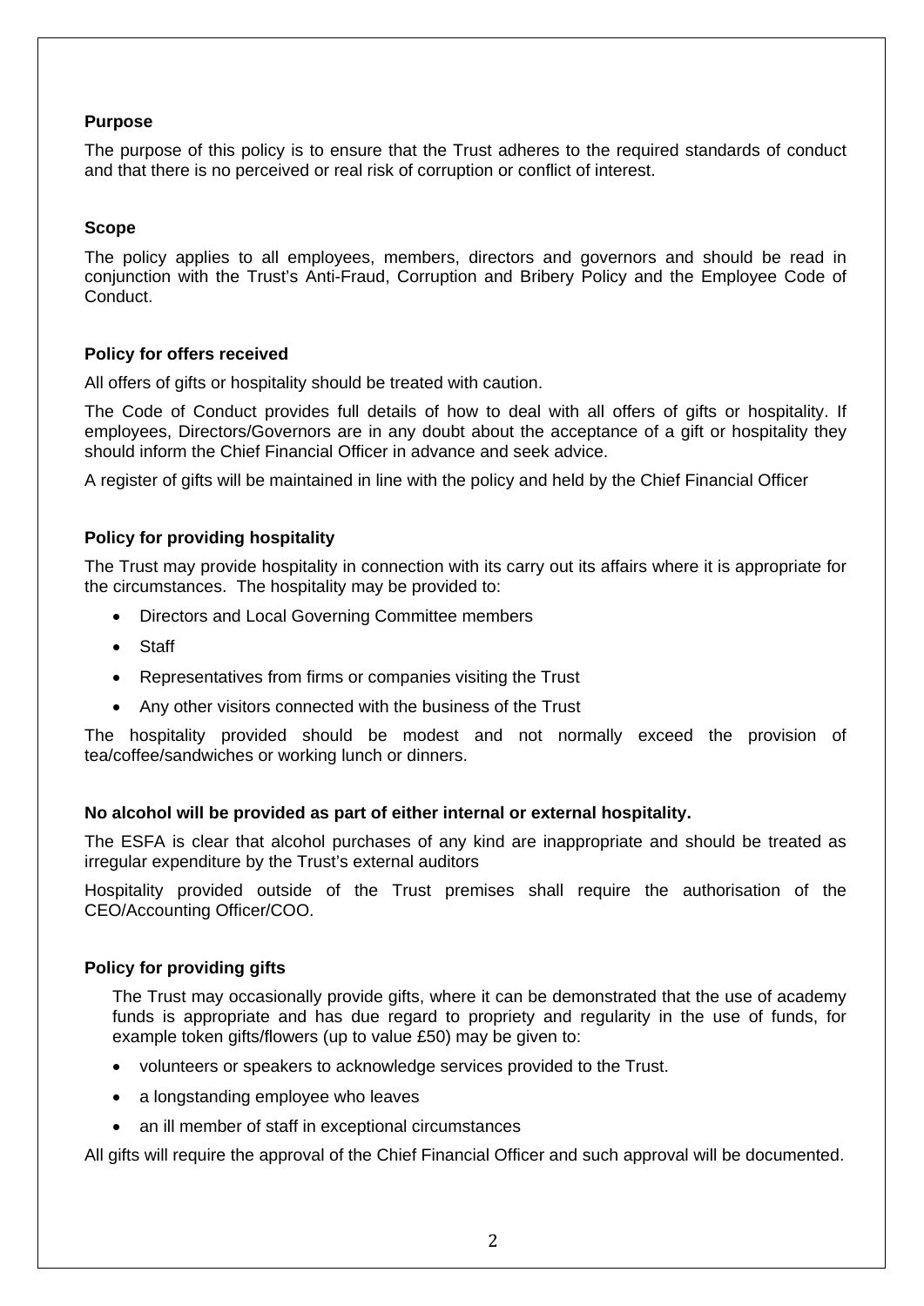**Purpose**

The purpose of this policy is to ensure that the Trust adheres to the required standards of conduct and that there is no perceived or real risk of corruption or conflict of interest.

**Scope**

The policy applies to all employees, members, directors and governors and should be read in conjunction with the Trust's Anti-Fraud, Corruption and Bribery Policy and the Employee Code of Conduct.

**Policy for offers received**

All offers of gifts or hospitality should be treated with caution.

The Code of Conduct provides full details of how to deal with all offers of gifts or hospitality. If employees, Directors/Governors are in any doubt about the acceptance of a gift or hospitality they should inform the Chief Financial Officer in advance and seek advice.

A register of gifts will be maintained in line with the policy and held by the Chief Financial Officer

**Policy for providing hospitality**

The Trust may provide hospitality in connection with its carry out its affairs where it is appropriate for the circumstances. The hospitality may be provided to:

- Directors and Local Governing Committee members
- Staff
- Representatives from firms or companies visiting the Trust
- Any other visitors connected with the business of the Trust

The hospitality provided should be modest and not normally exceed the provision of tea/coffee/sandwiches or working lunch or dinners.

**No alcohol will be provided as part of either internal or external hospitality.**

The ESFA is clear that alcohol purchases of any kind are inappropriate and should be treated as irregular expenditure by the Trust's external auditors

Hospitality provided outside of the Trust premises shall require the authorisation of the CEO/Accounting Officer/COO.

**Policy for providing gifts**

The Trust may occasionally provide gifts, where it can be demonstrated that the use of academy funds is appropriate and has due regard to propriety and regularity in the use of funds, for example token gifts/flowers (up to value £50) may be given to:

- volunteers or speakers to acknowledge services provided to the Trust.
- a longstanding employee who leaves
- an ill member of staff in exceptional circumstances

All gifts will require the approval of the Chief Financial Officer and such approval will be documented.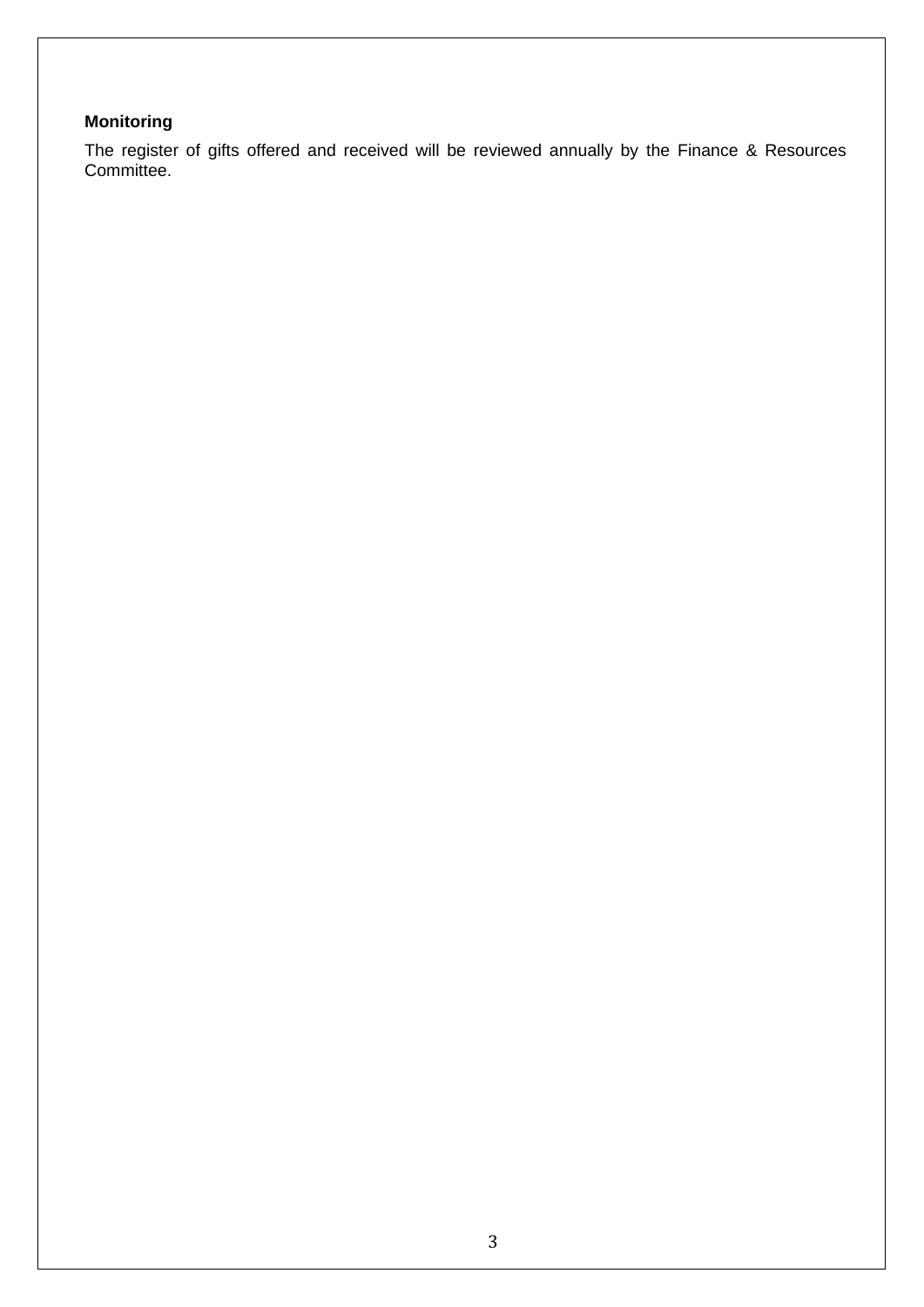**Monitoring**

The register of gifts offered and received will be reviewed annually by the Finance & Resources Committee.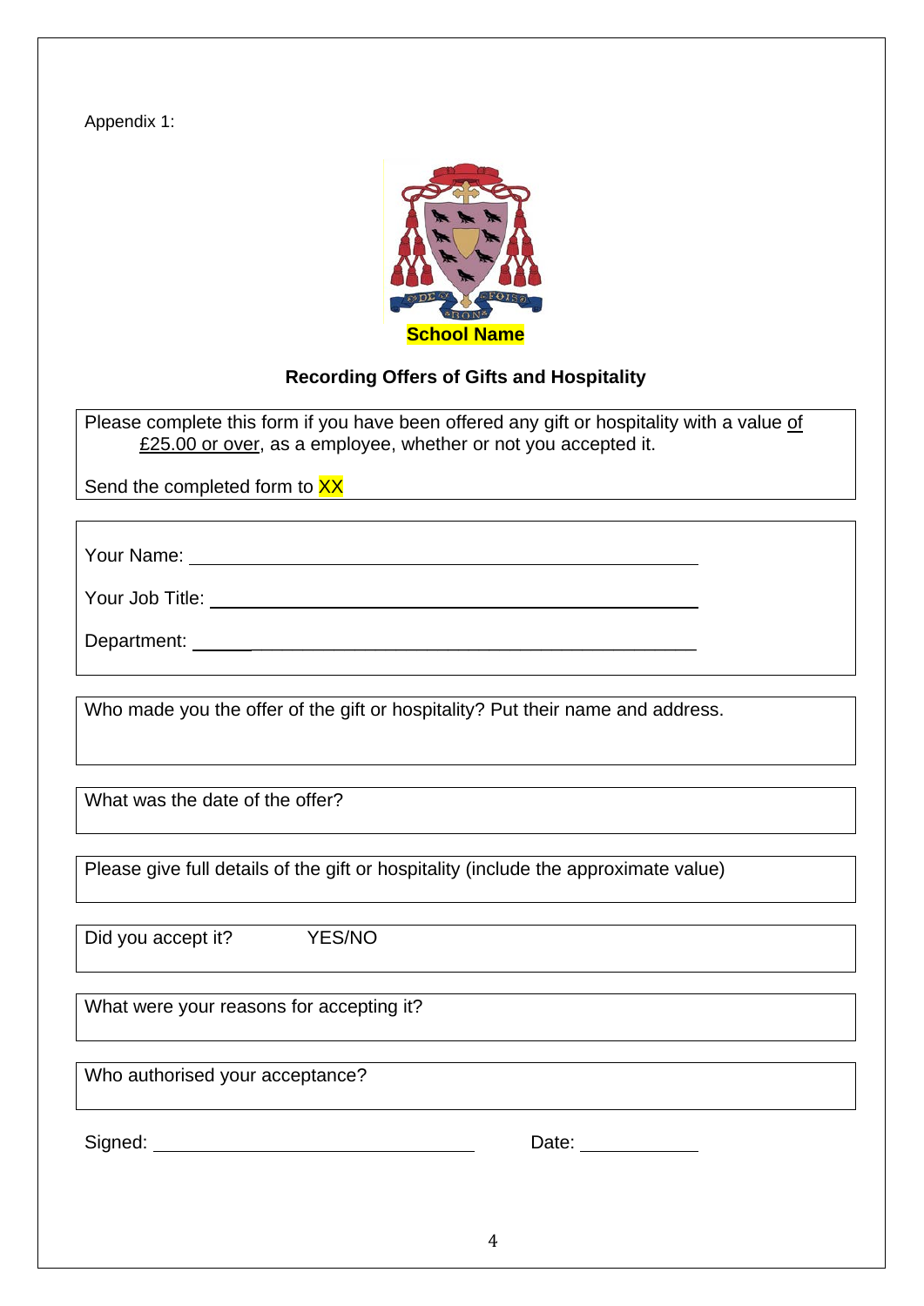Appendix 1:

**School Name**

## Recording Offers of Gifts and Hospitality

Please complete this form if you have been offered any gift or hospitality with a value of £25.00 or over, as a employee, whether or not you accepted it.

Send the completed form to XX

Your Name: ______________________________________________

Your Job Title: ____________________________________________

Department: ______________________________________________

Who made you the offer of the gift or hospitality? Put their name and address.

What was the date of the offer?

Please give full details of the gift or hospitality (include the approximate value)

Did you accept it? YES/NO

What were your reasons for accepting it?

Who authorised your acceptance?

Signed: ______________________________ Date: ____________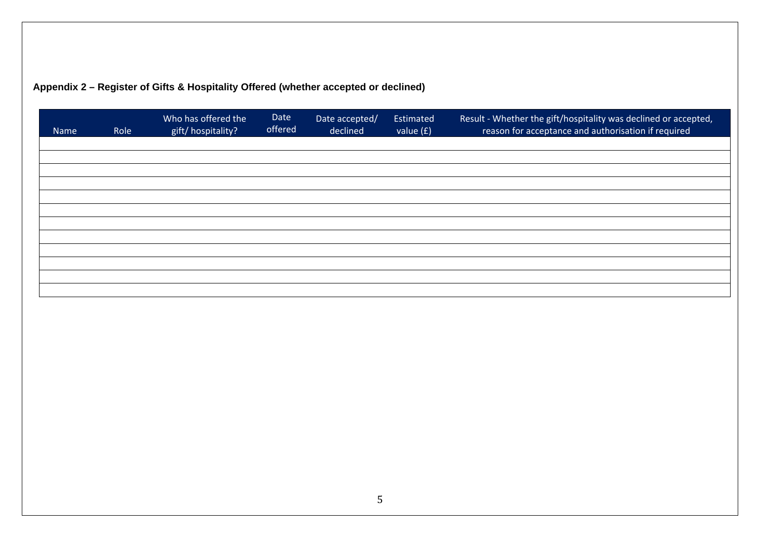**Appendix 2 – Register of Gifts & Hospitality Offered (whether accepted or declined)**

| Name | Role | Who has offered the gift/ hospitality? | Date offered | Date accepted/ declined | Estimated value (£) | Result - Whether the gift/hospitality was declined or accepted, reason for acceptance and authorisation if required |
|---|---|---|---|---|---|---|
| | | | | | | |
| | | | | | | |
| | | | | | | |
| | | | | | | |
| | | | | | | |
| | | | | | | |
| | | | | | | |
| | | | | | | |
| | | | | | | |
| | | | | | | |
| | | | | | | |
| | | | | | | |